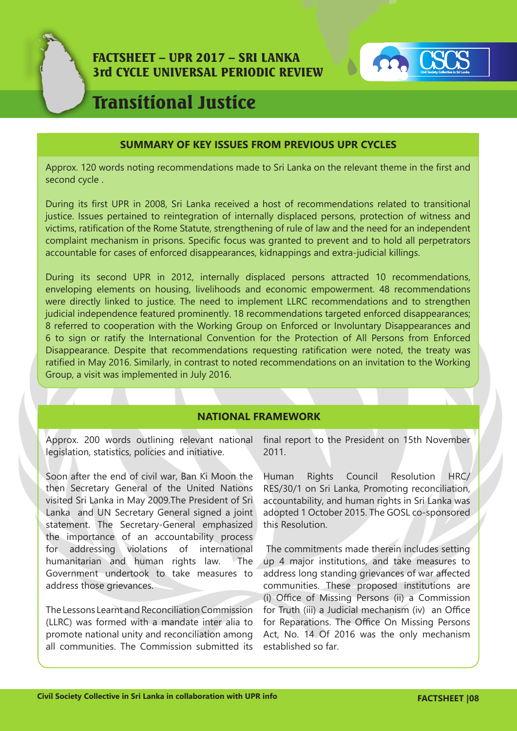# FACTSHEET – UPR 2017 – SRI LANKA
## 3rd CYCLE UNIVERSAL PERIODIC REVIEW

# Transitional Justice

## SUMMARY OF KEY ISSUES FROM PREVIOUS UPR CYCLES

Approx. 120 words noting recommendations made to Sri Lanka on the relevant theme in the first and second cycle .

During its first UPR in 2008, Sri Lanka received a host of recommendations related to transitional justice. Issues pertained to reintegration of internally displaced persons, protection of witness and victims, ratification of the Rome Statute, strengthening of rule of law and the need for an independent complaint mechanism in prisons. Specific focus was granted to prevent and to hold all perpetrators accountable for cases of enforced disappearances, kidnappings and extra-judicial killings.

During its second UPR in 2012, internally displaced persons attracted 10 recommendations, enveloping elements on housing, livelihoods and economic empowerment. 48 recommendations were directly linked to justice. The need to implement LLRC recommendations and to strengthen judicial independence featured prominently. 18 recommendations targeted enforced disappearances; 8 referred to cooperation with the Working Group on Enforced or Involuntary Disappearances and 6 to sign or ratify the International Convention for the Protection of All Persons from Enforced Disappearance. Despite that recommendations requesting ratification were noted, the treaty was ratified in May 2016. Similarly, in contrast to noted recommendations on an invitation to the Working Group, a visit was implemented in July 2016.

## NATIONAL FRAMEWORK

Approx. 200 words outlining relevant national legislation, statistics, policies and initiative.

Soon after the end of civil war, Ban Ki Moon the then Secretary General of the United Nations visited Sri Lanka in May 2009.The President of Sri Lanka and UN Secretary General signed a joint statement. The Secretary-General emphasized the importance of an accountability process for addressing violations of international humanitarian and human rights law. The Government undertook to take measures to address those grievances.

The Lessons Learnt and Reconciliation Commission (LLRC) was formed with a mandate inter alia to promote national unity and reconciliation among all communities. The Commission submitted its final report to the President on 15th November 2011.

Human Rights Council Resolution HRC/RES/30/1 on Sri Lanka, Promoting reconciliation, accountability, and human rights in Sri Lanka was adopted 1 October 2015. The GOSL co-sponsored this Resolution.

The commitments made therein includes setting up 4 major institutions, and take measures to address long standing grievances of war affected communities. These proposed institutions are (i) Office of Missing Persons (ii) a Commission for Truth (iii) a Judicial mechanism (iv) an Office for Reparations. The Office On Missing Persons Act, No. 14 Of 2016 was the only mechanism established so far.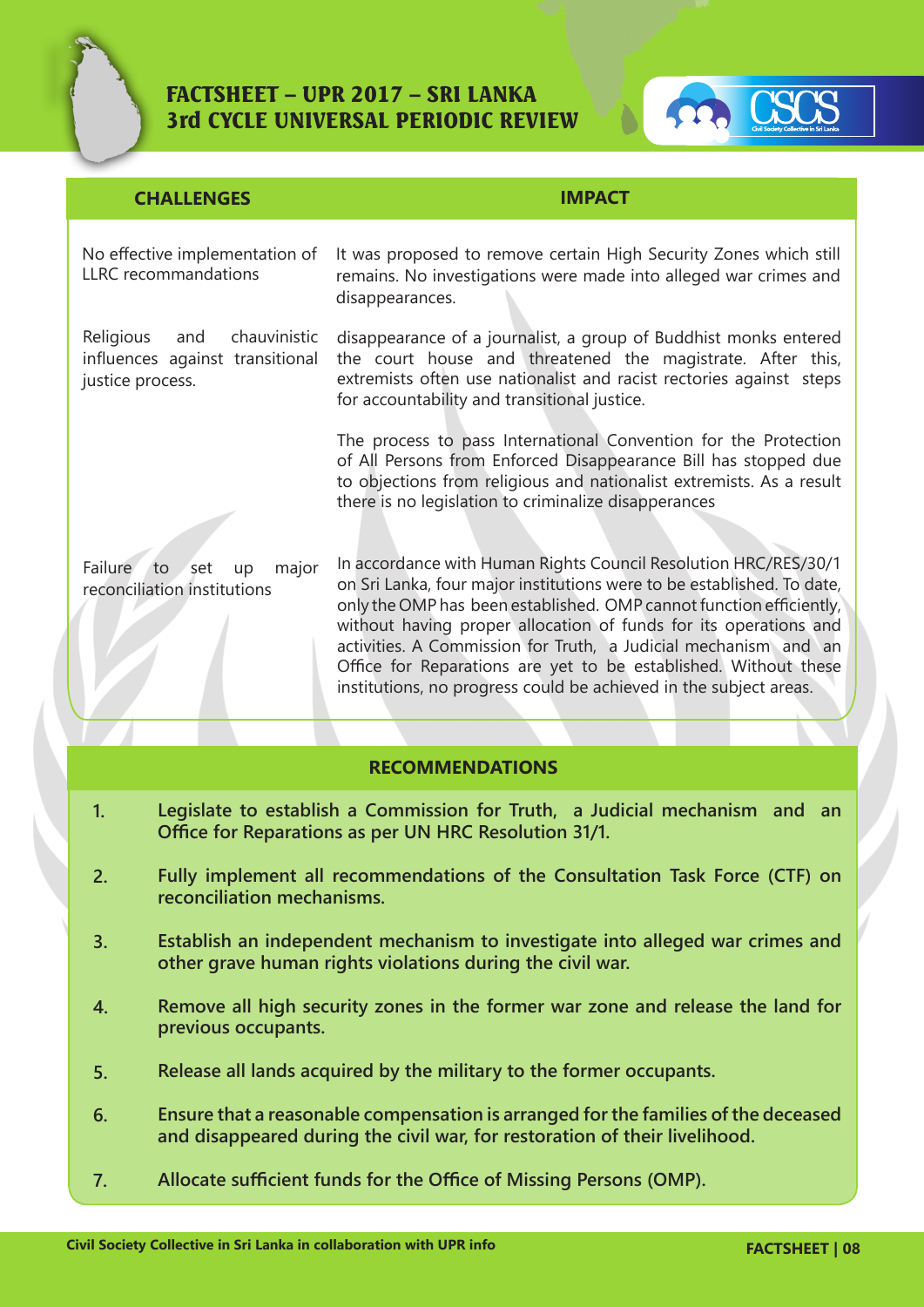| CHALLENGES | IMPACT |
|---|---|
| No effective implementation of LLRC recommandations | It was proposed to remove certain High Security Zones which still remains. No investigations were made into alleged war crimes and disappearances. |
| Religious and chauvinistic influences against transitional justice process. | disappearance of a journalist, a group of Buddhist monks entered the court house and threatened the magistrate. After this, extremists often use nationalist and racist rectories against steps for accountability and transitional justice.<br><br>The process to pass International Convention for the Protection of All Persons from Enforced Disappearance Bill has stopped due to objections from religious and nationalist extremists. As a result there is no legislation to criminalize disapperances |
| Failure to set up major reconciliation institutions | In accordance with Human Rights Council Resolution HRC/RES/30/1 on Sri Lanka, four major institutions were to be established. To date, only the OMP has been established. OMP cannot function efficiently, without having proper allocation of funds for its operations and activities. A Commission for Truth, a Judicial mechanism and an Office for Reparations are yet to be established. Without these institutions, no progress could be achieved in the subject areas. |

## RECOMMENDATIONS

1. **Legislate to establish a Commission for Truth, a Judicial mechanism and an Office for Reparations as per UN HRC Resolution 31/1.**
2. **Fully implement all recommendations of the Consultation Task Force (CTF) on reconciliation mechanisms.**
3. **Establish an independent mechanism to investigate into alleged war crimes and other grave human rights violations during the civil war.**
4. **Remove all high security zones in the former war zone and release the land for previous occupants.**
5. **Release all lands acquired by the military to the former occupants.**
6. **Ensure that a reasonable compensation is arranged for the families of the deceased and disappeared during the civil war, for restoration of their livelihood.**
7. **Allocate sufficient funds for the Office of Missing Persons (OMP).**